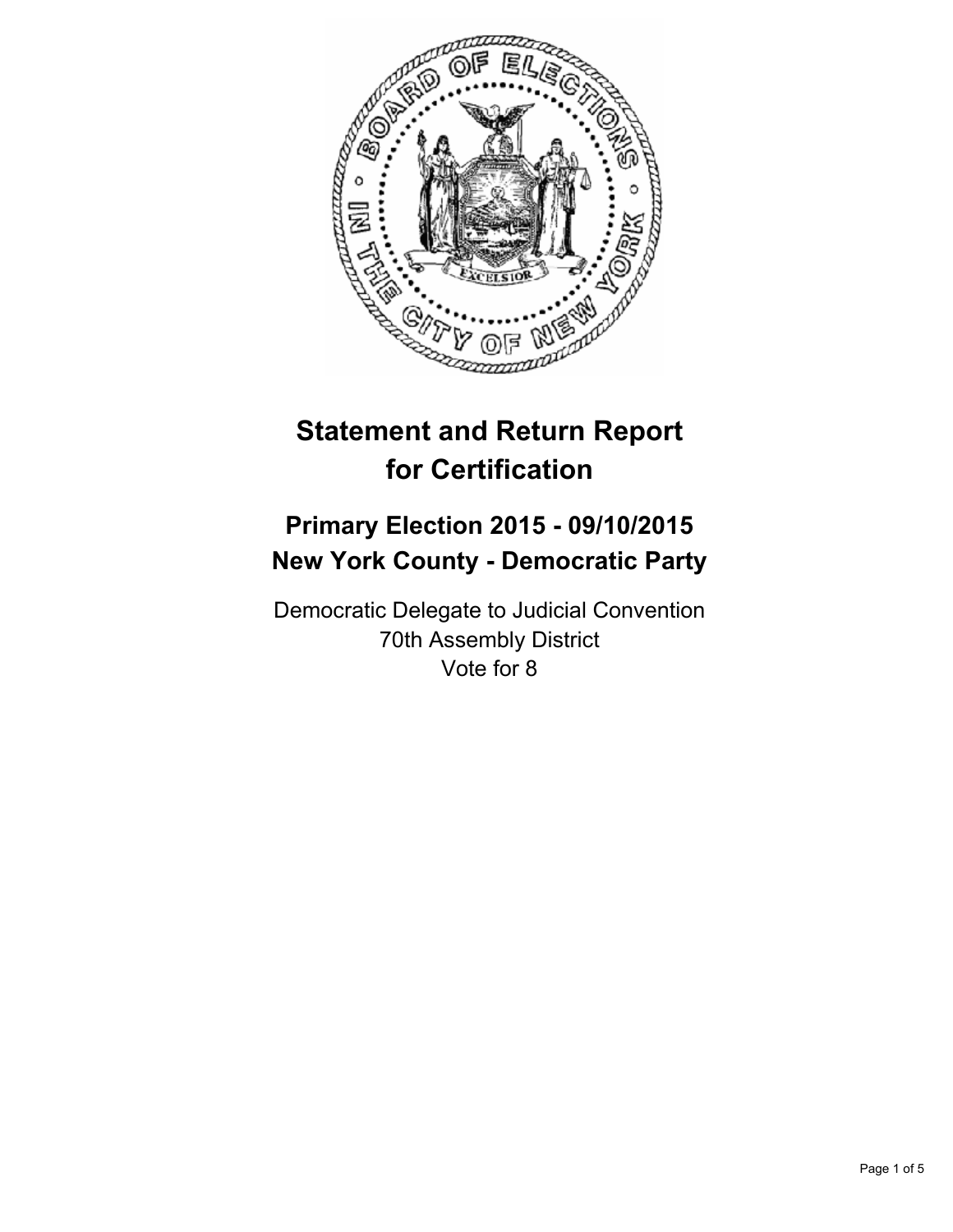# Statement and Return Report for Certification

## Primary Election 2015 - 09/10/2015
## New York County - Democratic Party

Democratic Delegate to Judicial Convention
70th Assembly District
Vote for 8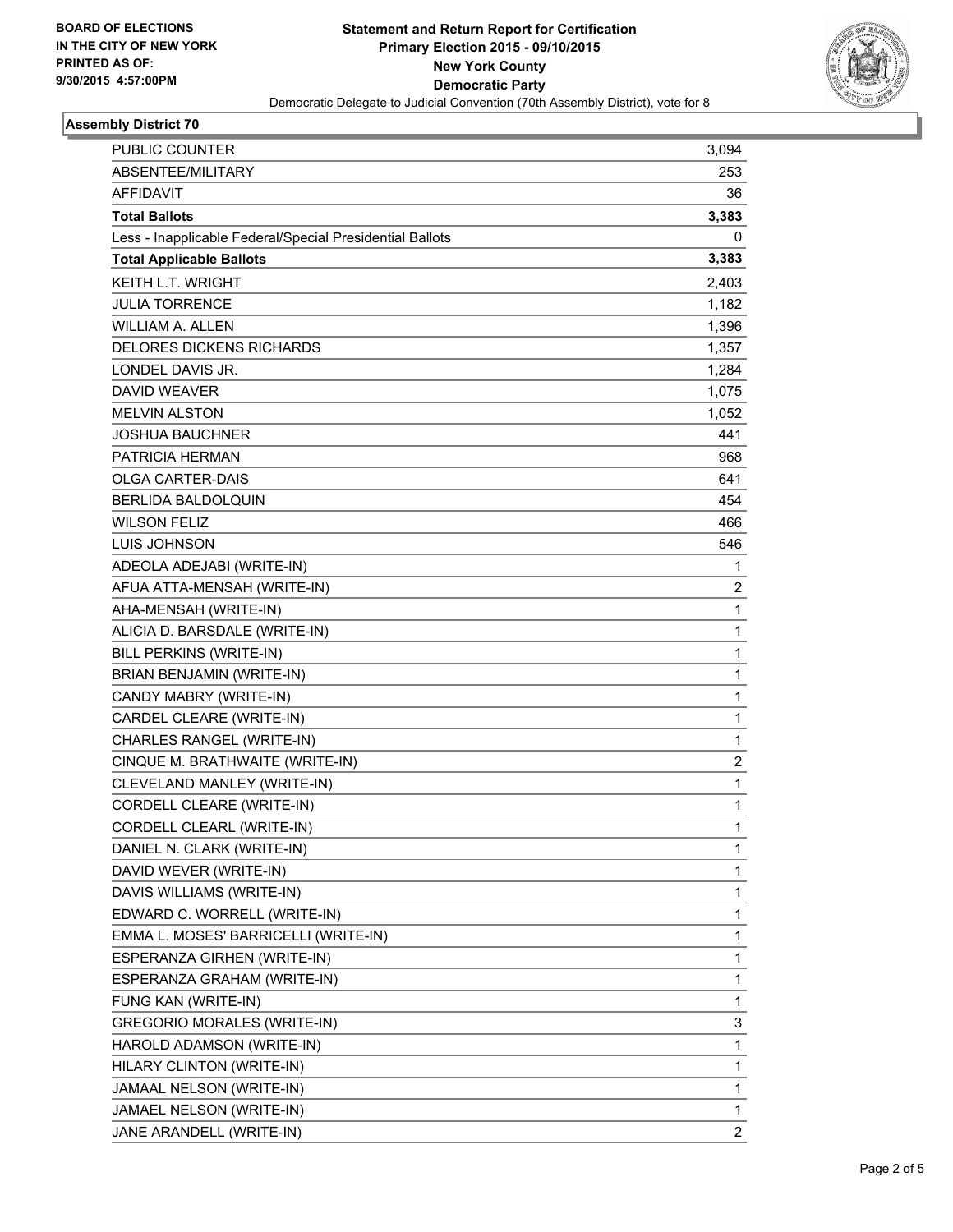**BOARD OF ELECTIONS IN THE CITY OF NEW YORK**
**PRINTED AS OF: 9/30/2015 4:57:00PM**

# Statement and Return Report for Certification
## Primary Election 2015 - 09/10/2015
## New York County
## Democratic Party
Democratic Delegate to Judicial Convention (70th Assembly District), vote for 8

### Assembly District 70

| | |
|---|---|
| PUBLIC COUNTER | 3,094 |
| ABSENTEE/MILITARY | 253 |
| AFFIDAVIT | 36 |
| **Total Ballots** | **3,383** |
| Less - Inapplicable Federal/Special Presidential Ballots | 0 |
| **Total Applicable Ballots** | **3,383** |
| KEITH L.T. WRIGHT | 2,403 |
| JULIA TORRENCE | 1,182 |
| WILLIAM A. ALLEN | 1,396 |
| DELORES DICKENS RICHARDS | 1,357 |
| LONDEL DAVIS JR. | 1,284 |
| DAVID WEAVER | 1,075 |
| MELVIN ALSTON | 1,052 |
| JOSHUA BAUCHNER | 441 |
| PATRICIA HERMAN | 968 |
| OLGA CARTER-DAIS | 641 |
| BERLIDA BALDOLQUIN | 454 |
| WILSON FELIZ | 466 |
| LUIS JOHNSON | 546 |
| ADEOLA ADEJABI (WRITE-IN) | 1 |
| AFUA ATTA-MENSAH (WRITE-IN) | 2 |
| AHA-MENSAH (WRITE-IN) | 1 |
| ALICIA D. BARSDALE (WRITE-IN) | 1 |
| BILL PERKINS (WRITE-IN) | 1 |
| BRIAN BENJAMIN (WRITE-IN) | 1 |
| CANDY MABRY (WRITE-IN) | 1 |
| CARDEL CLEARE (WRITE-IN) | 1 |
| CHARLES RANGEL (WRITE-IN) | 1 |
| CINQUE M. BRATHWAITE (WRITE-IN) | 2 |
| CLEVELAND MANLEY (WRITE-IN) | 1 |
| CORDELL CLEARE (WRITE-IN) | 1 |
| CORDELL CLEARL (WRITE-IN) | 1 |
| DANIEL N. CLARK (WRITE-IN) | 1 |
| DAVID WEVER (WRITE-IN) | 1 |
| DAVIS WILLIAMS (WRITE-IN) | 1 |
| EDWARD C. WORRELL (WRITE-IN) | 1 |
| EMMA L. MOSES' BARRICELLI (WRITE-IN) | 1 |
| ESPERANZA GIRHEN (WRITE-IN) | 1 |
| ESPERANZA GRAHAM (WRITE-IN) | 1 |
| FUNG KAN (WRITE-IN) | 1 |
| GREGORIO MORALES (WRITE-IN) | 3 |
| HAROLD ADAMSON (WRITE-IN) | 1 |
| HILARY CLINTON (WRITE-IN) | 1 |
| JAMAAL NELSON (WRITE-IN) | 1 |
| JAMAEL NELSON (WRITE-IN) | 1 |
| JANE ARANDELL (WRITE-IN) | 2 |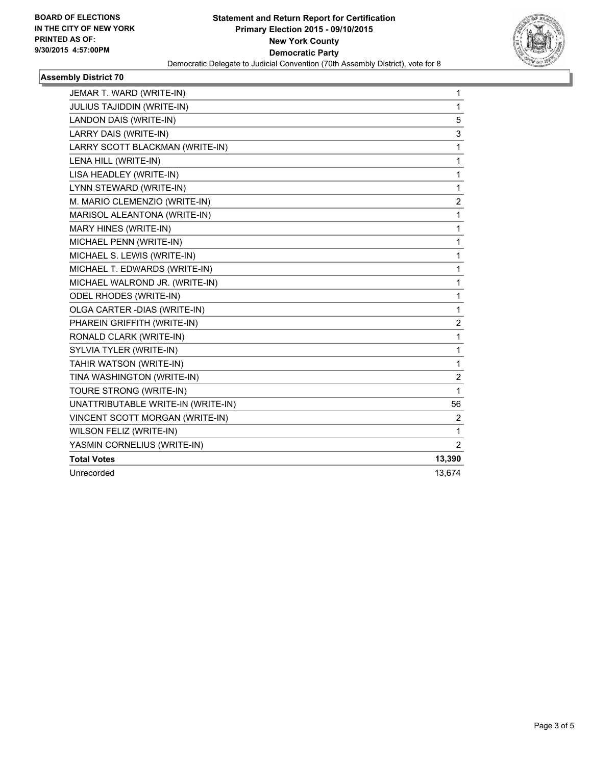**BOARD OF ELECTIONS**
**IN THE CITY OF NEW YORK**
**PRINTED AS OF:**
**9/30/2015 4:57:00PM**

**Statement and Return Report for Certification**
**Primary Election 2015 - 09/10/2015**
**New York County**
**Democratic Party**
Democratic Delegate to Judicial Convention (70th Assembly District), vote for 8

### Assembly District 70

| | |
|---|---|
| JEMAR T. WARD (WRITE-IN) | 1 |
| JULIUS TAJIDDIN (WRITE-IN) | 1 |
| LANDON DAIS (WRITE-IN) | 5 |
| LARRY DAIS (WRITE-IN) | 3 |
| LARRY SCOTT BLACKMAN (WRITE-IN) | 1 |
| LENA HILL (WRITE-IN) | 1 |
| LISA HEADLEY (WRITE-IN) | 1 |
| LYNN STEWARD (WRITE-IN) | 1 |
| M. MARIO CLEMENZIO (WRITE-IN) | 2 |
| MARISOL ALEANTONA (WRITE-IN) | 1 |
| MARY HINES (WRITE-IN) | 1 |
| MICHAEL PENN (WRITE-IN) | 1 |
| MICHAEL S. LEWIS (WRITE-IN) | 1 |
| MICHAEL T. EDWARDS (WRITE-IN) | 1 |
| MICHAEL WALROND JR. (WRITE-IN) | 1 |
| ODEL RHODES (WRITE-IN) | 1 |
| OLGA CARTER -DIAS (WRITE-IN) | 1 |
| PHAREIN GRIFFITH (WRITE-IN) | 2 |
| RONALD CLARK (WRITE-IN) | 1 |
| SYLVIA TYLER (WRITE-IN) | 1 |
| TAHIR WATSON (WRITE-IN) | 1 |
| TINA WASHINGTON (WRITE-IN) | 2 |
| TOURE STRONG (WRITE-IN) | 1 |
| UNATTRIBUTABLE WRITE-IN (WRITE-IN) | 56 |
| VINCENT SCOTT MORGAN (WRITE-IN) | 2 |
| WILSON FELIZ (WRITE-IN) | 1 |
| YASMIN CORNELIUS (WRITE-IN) | 2 |
| **Total Votes** | **13,390** |
| Unrecorded | 13,674 |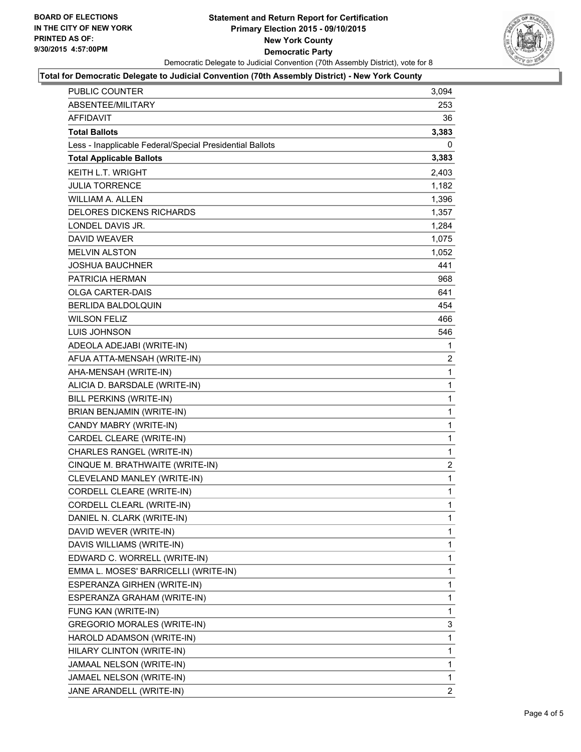BOARD OF ELECTIONS
IN THE CITY OF NEW YORK
PRINTED AS OF:
9/30/2015 4:57:00PM

**Statement and Return Report for Certification**
**Primary Election 2015 - 09/10/2015**
**New York County**
**Democratic Party**
Democratic Delegate to Judicial Convention (70th Assembly District), vote for 8

**Total for Democratic Delegate to Judicial Convention (70th Assembly District) - New York County**

| | |
|---|---|
| PUBLIC COUNTER | 3,094 |
| ABSENTEE/MILITARY | 253 |
| AFFIDAVIT | 36 |
| **Total Ballots** | **3,383** |
| Less - Inapplicable Federal/Special Presidential Ballots | 0 |
| **Total Applicable Ballots** | **3,383** |
| KEITH L.T. WRIGHT | 2,403 |
| JULIA TORRENCE | 1,182 |
| WILLIAM A. ALLEN | 1,396 |
| DELORES DICKENS RICHARDS | 1,357 |
| LONDEL DAVIS JR. | 1,284 |
| DAVID WEAVER | 1,075 |
| MELVIN ALSTON | 1,052 |
| JOSHUA BAUCHNER | 441 |
| PATRICIA HERMAN | 968 |
| OLGA CARTER-DAIS | 641 |
| BERLIDA BALDOLQUIN | 454 |
| WILSON FELIZ | 466 |
| LUIS JOHNSON | 546 |
| ADEOLA ADEJABI (WRITE-IN) | 1 |
| AFUA ATTA-MENSAH (WRITE-IN) | 2 |
| AHA-MENSAH (WRITE-IN) | 1 |
| ALICIA D. BARSDALE (WRITE-IN) | 1 |
| BILL PERKINS (WRITE-IN) | 1 |
| BRIAN BENJAMIN (WRITE-IN) | 1 |
| CANDY MABRY (WRITE-IN) | 1 |
| CARDEL CLEARE (WRITE-IN) | 1 |
| CHARLES RANGEL (WRITE-IN) | 1 |
| CINQUE M. BRATHWAITE (WRITE-IN) | 2 |
| CLEVELAND MANLEY (WRITE-IN) | 1 |
| CORDELL CLEARE (WRITE-IN) | 1 |
| CORDELL CLEARL (WRITE-IN) | 1 |
| DANIEL N. CLARK (WRITE-IN) | 1 |
| DAVID WEVER (WRITE-IN) | 1 |
| DAVIS WILLIAMS (WRITE-IN) | 1 |
| EDWARD C. WORRELL (WRITE-IN) | 1 |
| EMMA L. MOSES' BARRICELLI (WRITE-IN) | 1 |
| ESPERANZA GIRHEN (WRITE-IN) | 1 |
| ESPERANZA GRAHAM (WRITE-IN) | 1 |
| FUNG KAN (WRITE-IN) | 1 |
| GREGORIO MORALES (WRITE-IN) | 3 |
| HAROLD ADAMSON (WRITE-IN) | 1 |
| HILARY CLINTON (WRITE-IN) | 1 |
| JAMAAL NELSON (WRITE-IN) | 1 |
| JAMAEL NELSON (WRITE-IN) | 1 |
| JANE ARANDELL (WRITE-IN) | 2 |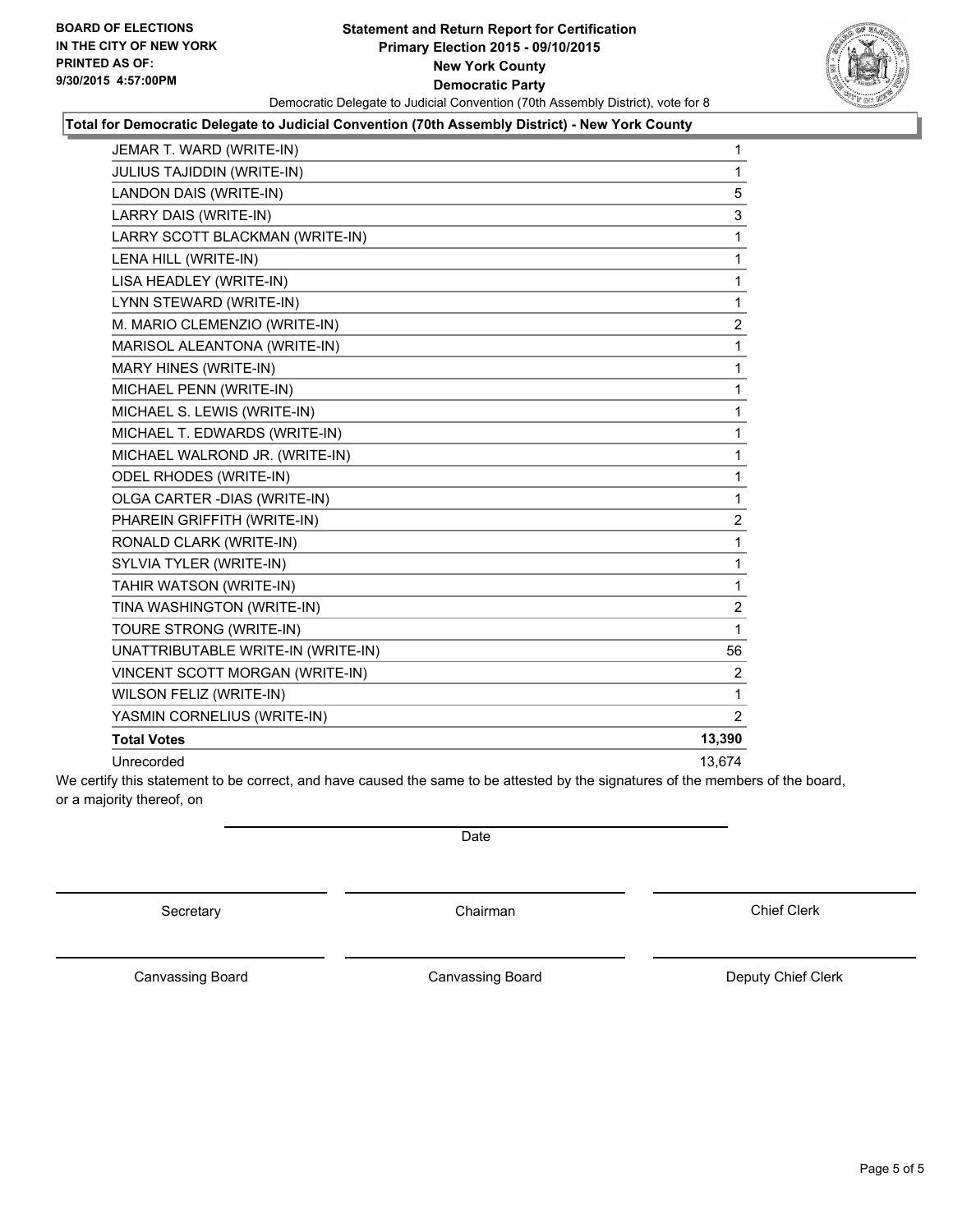**BOARD OF ELECTIONS IN THE CITY OF NEW YORK PRINTED AS OF: 9/30/2015 4:57:00PM**

**Statement and Return Report for Certification**
**Primary Election 2015 - 09/10/2015**
**New York County**
**Democratic Party**

Democratic Delegate to Judicial Convention (70th Assembly District), vote for 8

**Total for Democratic Delegate to Judicial Convention (70th Assembly District) - New York County**

| | |
|---|---|
| JEMAR T. WARD (WRITE-IN) | 1 |
| JULIUS TAJIDDIN (WRITE-IN) | 1 |
| LANDON DAIS (WRITE-IN) | 5 |
| LARRY DAIS (WRITE-IN) | 3 |
| LARRY SCOTT BLACKMAN (WRITE-IN) | 1 |
| LENA HILL (WRITE-IN) | 1 |
| LISA HEADLEY (WRITE-IN) | 1 |
| LYNN STEWARD (WRITE-IN) | 1 |
| M. MARIO CLEMENZIO (WRITE-IN) | 2 |
| MARISOL ALEANTONA (WRITE-IN) | 1 |
| MARY HINES (WRITE-IN) | 1 |
| MICHAEL PENN (WRITE-IN) | 1 |
| MICHAEL S. LEWIS (WRITE-IN) | 1 |
| MICHAEL T. EDWARDS (WRITE-IN) | 1 |
| MICHAEL WALROND JR. (WRITE-IN) | 1 |
| ODEL RHODES (WRITE-IN) | 1 |
| OLGA CARTER -DIAS (WRITE-IN) | 1 |
| PHAREIN GRIFFITH (WRITE-IN) | 2 |
| RONALD CLARK (WRITE-IN) | 1 |
| SYLVIA TYLER (WRITE-IN) | 1 |
| TAHIR WATSON (WRITE-IN) | 1 |
| TINA WASHINGTON (WRITE-IN) | 2 |
| TOURE STRONG (WRITE-IN) | 1 |
| UNATTRIBUTABLE WRITE-IN (WRITE-IN) | 56 |
| VINCENT SCOTT MORGAN (WRITE-IN) | 2 |
| WILSON FELIZ (WRITE-IN) | 1 |
| YASMIN CORNELIUS (WRITE-IN) | 2 |
| **Total Votes** | **13,390** |
| Unrecorded | 13,674 |

We certify this statement to be correct, and have caused the same to be attested by the signatures of the members of the board, or a majority thereof, on

Date

Secretary | Chairman | Chief Clerk

Canvassing Board | Canvassing Board | Deputy Chief Clerk